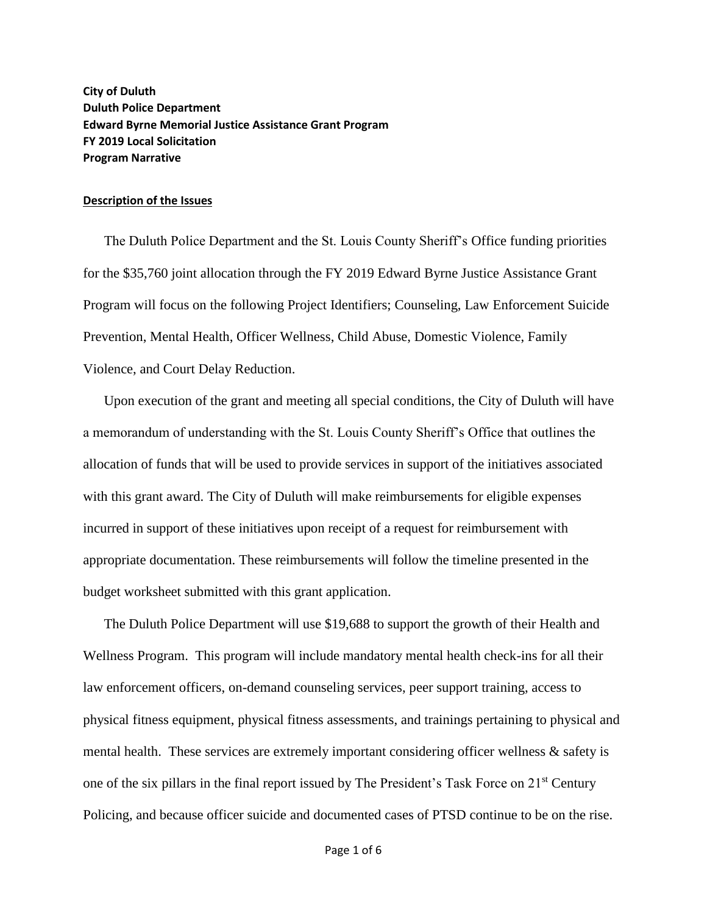**City of Duluth**
**Duluth Police Department**
**Edward Byrne Memorial Justice Assistance Grant Program**
**FY 2019 Local Solicitation**
**Program Narrative**

## Description of the Issues

The Duluth Police Department and the St. Louis County Sheriff's Office funding priorities for the $35,760 joint allocation through the FY 2019 Edward Byrne Justice Assistance Grant Program will focus on the following Project Identifiers; Counseling, Law Enforcement Suicide Prevention, Mental Health, Officer Wellness, Child Abuse, Domestic Violence, Family Violence, and Court Delay Reduction.

Upon execution of the grant and meeting all special conditions, the City of Duluth will have a memorandum of understanding with the St. Louis County Sheriff's Office that outlines the allocation of funds that will be used to provide services in support of the initiatives associated with this grant award. The City of Duluth will make reimbursements for eligible expenses incurred in support of these initiatives upon receipt of a request for reimbursement with appropriate documentation. These reimbursements will follow the timeline presented in the budget worksheet submitted with this grant application.

The Duluth Police Department will use $19,688 to support the growth of their Health and Wellness Program. This program will include mandatory mental health check-ins for all their law enforcement officers, on-demand counseling services, peer support training, access to physical fitness equipment, physical fitness assessments, and trainings pertaining to physical and mental health. These services are extremely important considering officer wellness & safety is one of the six pillars in the final report issued by The President's Task Force on 21st Century Policing, and because officer suicide and documented cases of PTSD continue to be on the rise.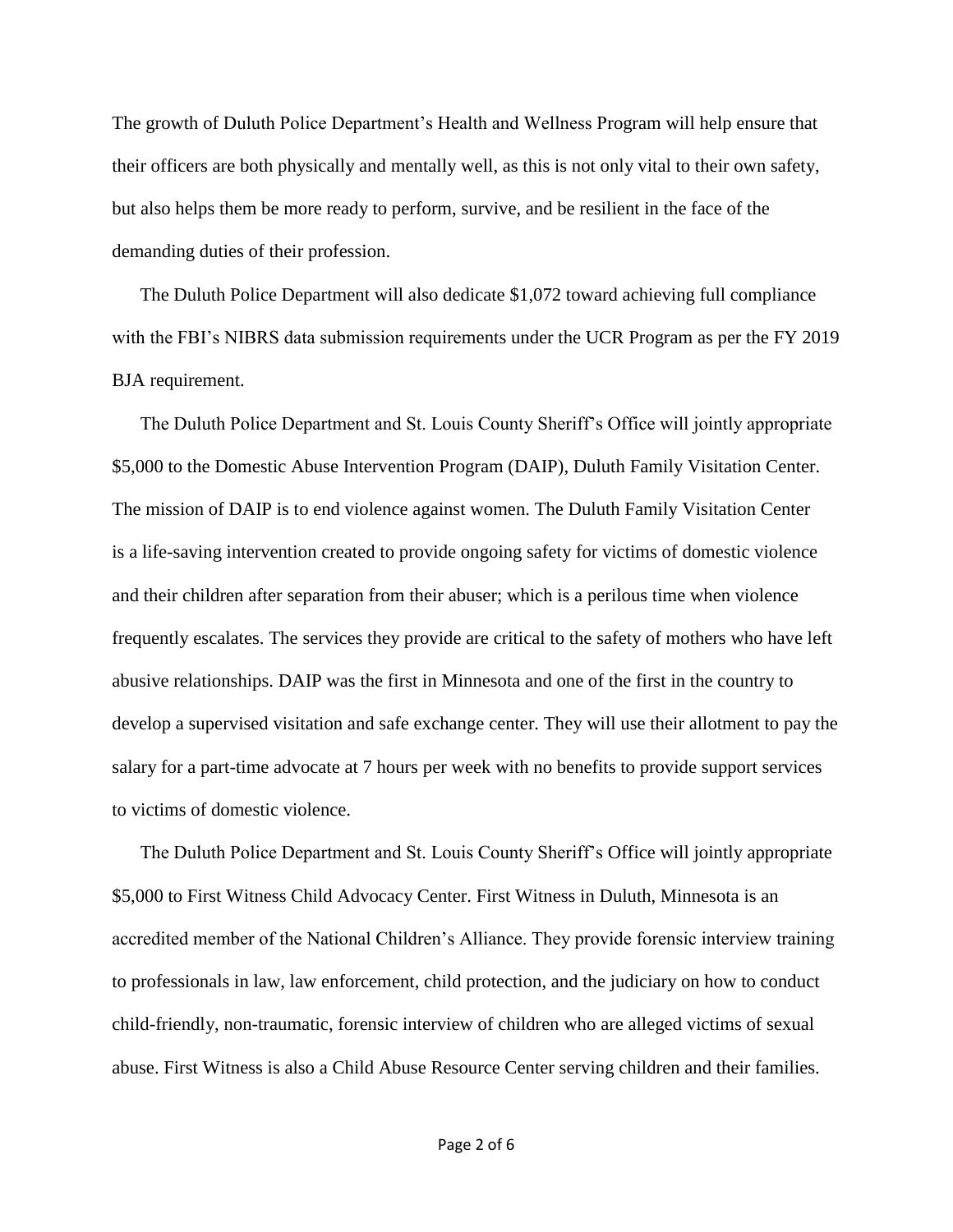The growth of Duluth Police Department's Health and Wellness Program will help ensure that their officers are both physically and mentally well, as this is not only vital to their own safety, but also helps them be more ready to perform, survive, and be resilient in the face of the demanding duties of their profession.

The Duluth Police Department will also dedicate $1,072 toward achieving full compliance with the FBI's NIBRS data submission requirements under the UCR Program as per the FY 2019 BJA requirement.

The Duluth Police Department and St. Louis County Sheriff's Office will jointly appropriate $5,000 to the Domestic Abuse Intervention Program (DAIP), Duluth Family Visitation Center. The mission of DAIP is to end violence against women. The Duluth Family Visitation Center is a life-saving intervention created to provide ongoing safety for victims of domestic violence and their children after separation from their abuser; which is a perilous time when violence frequently escalates. The services they provide are critical to the safety of mothers who have left abusive relationships. DAIP was the first in Minnesota and one of the first in the country to develop a supervised visitation and safe exchange center. They will use their allotment to pay the salary for a part-time advocate at 7 hours per week with no benefits to provide support services to victims of domestic violence.

The Duluth Police Department and St. Louis County Sheriff's Office will jointly appropriate $5,000 to First Witness Child Advocacy Center. First Witness in Duluth, Minnesota is an accredited member of the National Children's Alliance. They provide forensic interview training to professionals in law, law enforcement, child protection, and the judiciary on how to conduct child-friendly, non-traumatic, forensic interview of children who are alleged victims of sexual abuse. First Witness is also a Child Abuse Resource Center serving children and their families.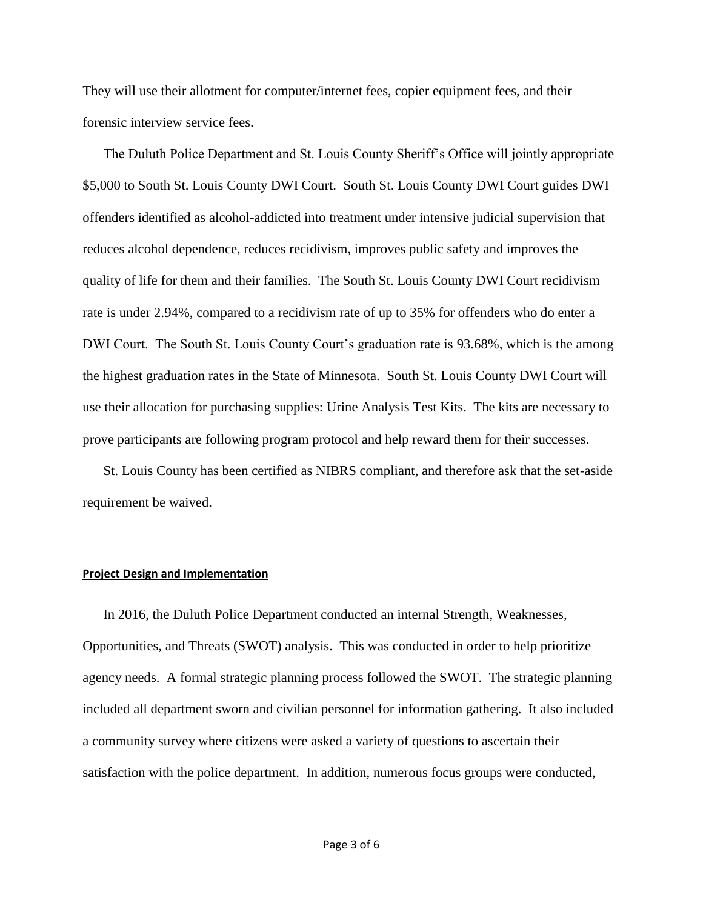They will use their allotment for computer/internet fees, copier equipment fees, and their forensic interview service fees.

The Duluth Police Department and St. Louis County Sheriff's Office will jointly appropriate \$5,000 to South St. Louis County DWI Court. South St. Louis County DWI Court guides DWI offenders identified as alcohol-addicted into treatment under intensive judicial supervision that reduces alcohol dependence, reduces recidivism, improves public safety and improves the quality of life for them and their families. The South St. Louis County DWI Court recidivism rate is under 2.94%, compared to a recidivism rate of up to 35% for offenders who do enter a DWI Court. The South St. Louis County Court's graduation rate is 93.68%, which is the among the highest graduation rates in the State of Minnesota. South St. Louis County DWI Court will use their allocation for purchasing supplies: Urine Analysis Test Kits. The kits are necessary to prove participants are following program protocol and help reward them for their successes.

St. Louis County has been certified as NIBRS compliant, and therefore ask that the set-aside requirement be waived.

**Project Design and Implementation**

In 2016, the Duluth Police Department conducted an internal Strength, Weaknesses, Opportunities, and Threats (SWOT) analysis. This was conducted in order to help prioritize agency needs. A formal strategic planning process followed the SWOT. The strategic planning included all department sworn and civilian personnel for information gathering. It also included a community survey where citizens were asked a variety of questions to ascertain their satisfaction with the police department. In addition, numerous focus groups were conducted,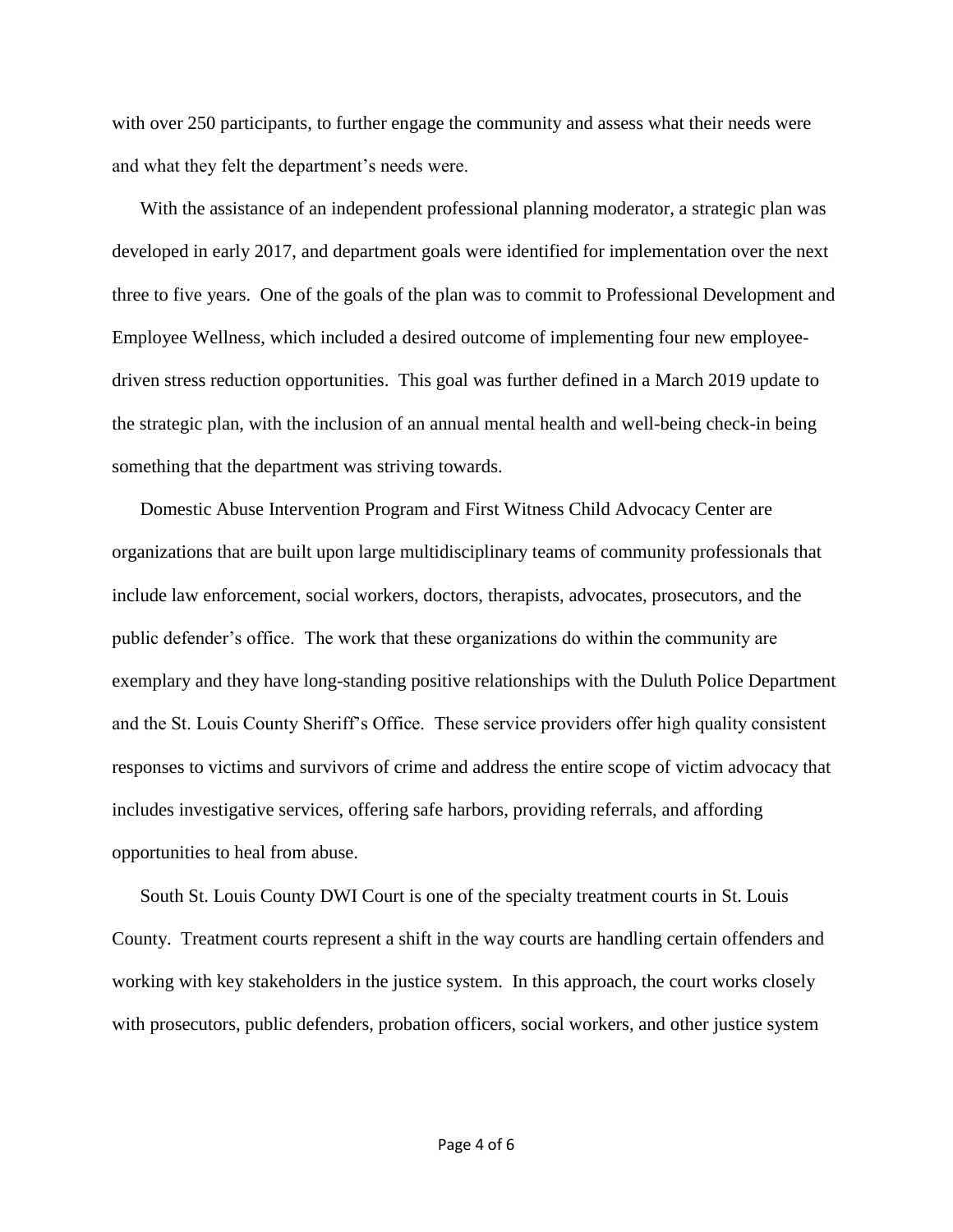with over 250 participants, to further engage the community and assess what their needs were and what they felt the department's needs were.

With the assistance of an independent professional planning moderator, a strategic plan was developed in early 2017, and department goals were identified for implementation over the next three to five years. One of the goals of the plan was to commit to Professional Development and Employee Wellness, which included a desired outcome of implementing four new employee-driven stress reduction opportunities. This goal was further defined in a March 2019 update to the strategic plan, with the inclusion of an annual mental health and well-being check-in being something that the department was striving towards.

Domestic Abuse Intervention Program and First Witness Child Advocacy Center are organizations that are built upon large multidisciplinary teams of community professionals that include law enforcement, social workers, doctors, therapists, advocates, prosecutors, and the public defender's office. The work that these organizations do within the community are exemplary and they have long-standing positive relationships with the Duluth Police Department and the St. Louis County Sheriff's Office. These service providers offer high quality consistent responses to victims and survivors of crime and address the entire scope of victim advocacy that includes investigative services, offering safe harbors, providing referrals, and affording opportunities to heal from abuse.

South St. Louis County DWI Court is one of the specialty treatment courts in St. Louis County. Treatment courts represent a shift in the way courts are handling certain offenders and working with key stakeholders in the justice system. In this approach, the court works closely with prosecutors, public defenders, probation officers, social workers, and other justice system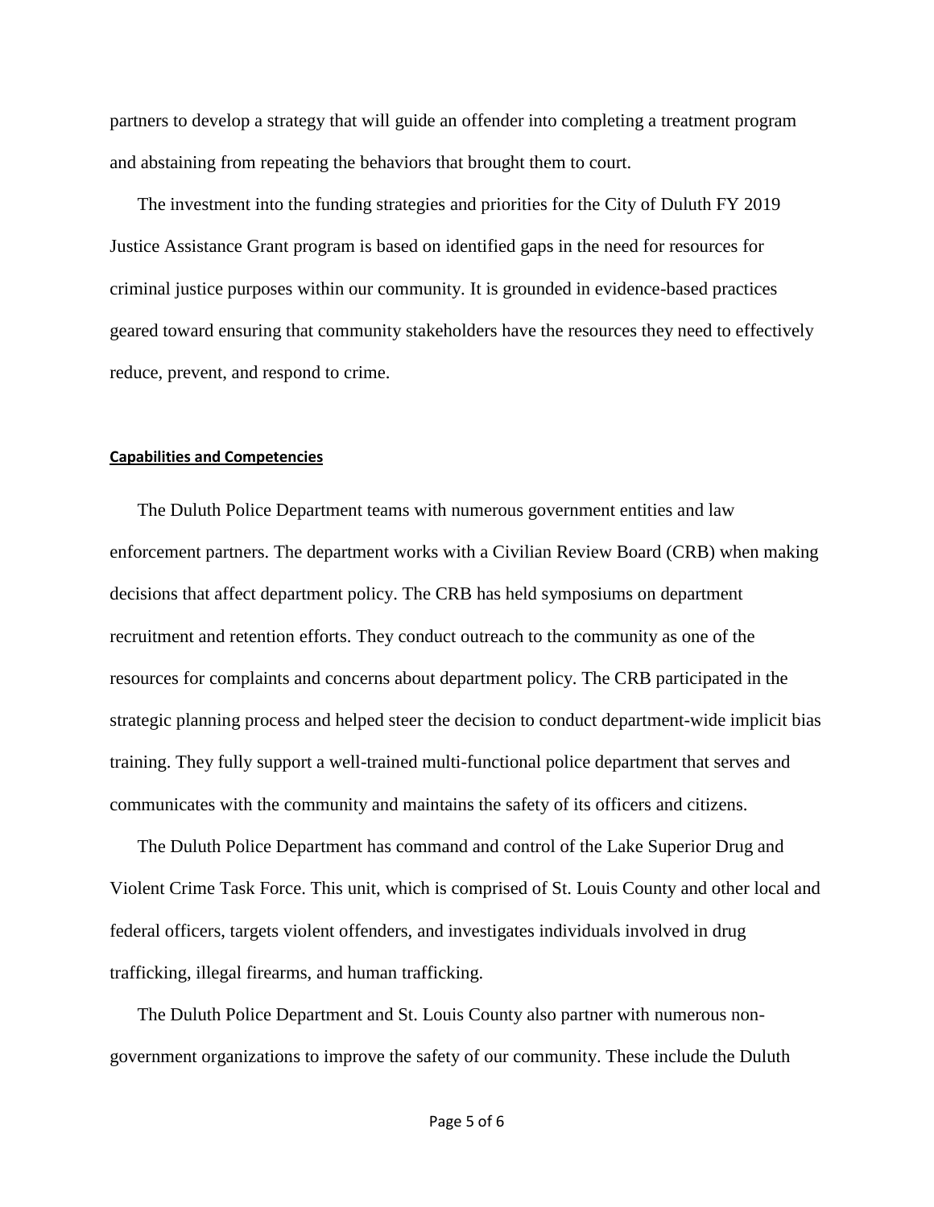partners to develop a strategy that will guide an offender into completing a treatment program and abstaining from repeating the behaviors that brought them to court.

The investment into the funding strategies and priorities for the City of Duluth FY 2019 Justice Assistance Grant program is based on identified gaps in the need for resources for criminal justice purposes within our community. It is grounded in evidence-based practices geared toward ensuring that community stakeholders have the resources they need to effectively reduce, prevent, and respond to crime.

**Capabilities and Competencies**

The Duluth Police Department teams with numerous government entities and law enforcement partners. The department works with a Civilian Review Board (CRB) when making decisions that affect department policy. The CRB has held symposiums on department recruitment and retention efforts. They conduct outreach to the community as one of the resources for complaints and concerns about department policy. The CRB participated in the strategic planning process and helped steer the decision to conduct department-wide implicit bias training. They fully support a well-trained multi-functional police department that serves and communicates with the community and maintains the safety of its officers and citizens.

The Duluth Police Department has command and control of the Lake Superior Drug and Violent Crime Task Force. This unit, which is comprised of St. Louis County and other local and federal officers, targets violent offenders, and investigates individuals involved in drug trafficking, illegal firearms, and human trafficking.

The Duluth Police Department and St. Louis County also partner with numerous non-government organizations to improve the safety of our community. These include the Duluth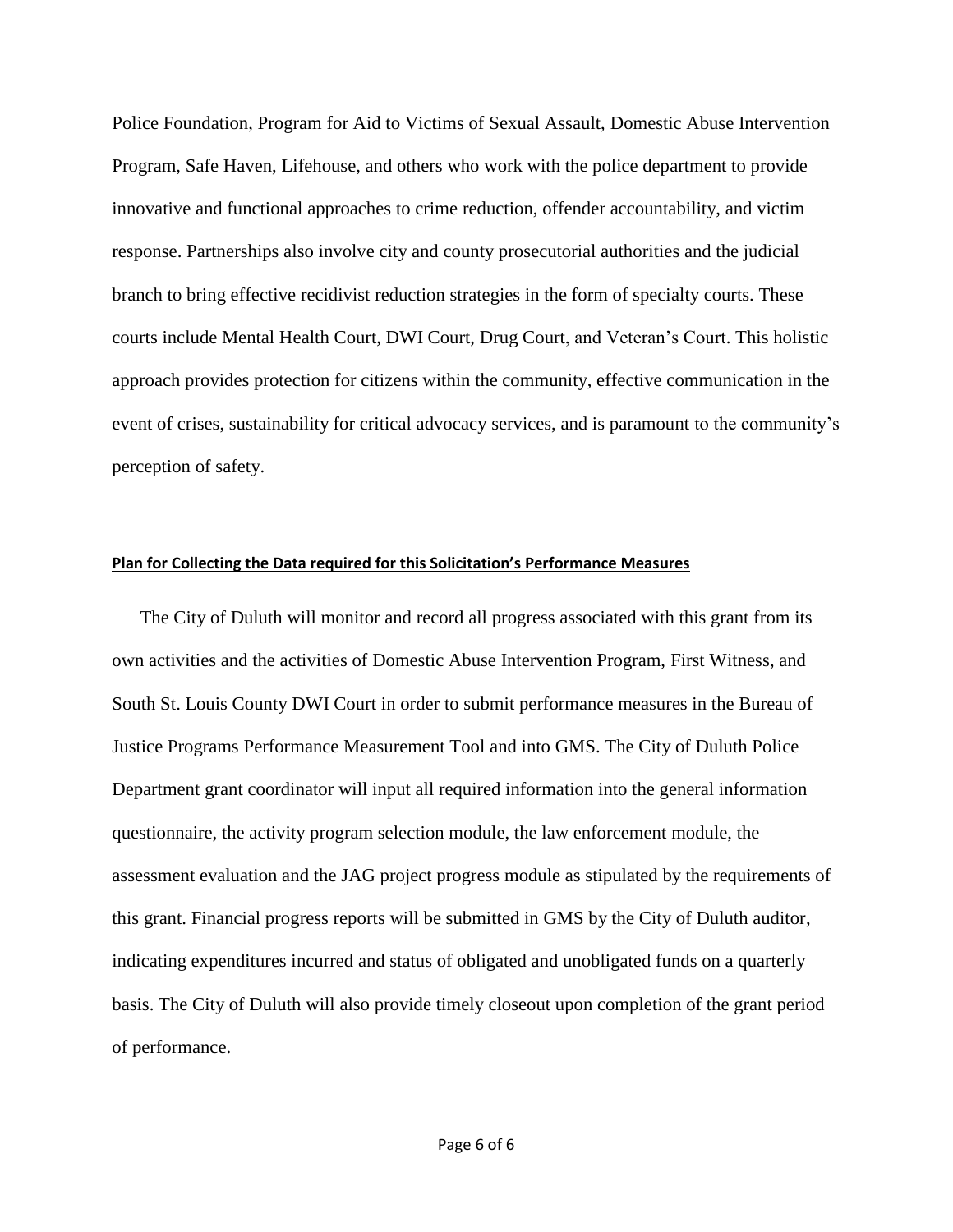Police Foundation, Program for Aid to Victims of Sexual Assault, Domestic Abuse Intervention Program, Safe Haven, Lifehouse, and others who work with the police department to provide innovative and functional approaches to crime reduction, offender accountability, and victim response. Partnerships also involve city and county prosecutorial authorities and the judicial branch to bring effective recidivist reduction strategies in the form of specialty courts. These courts include Mental Health Court, DWI Court, Drug Court, and Veteran's Court. This holistic approach provides protection for citizens within the community, effective communication in the event of crises, sustainability for critical advocacy services, and is paramount to the community's perception of safety.

## Plan for Collecting the Data required for this Solicitation's Performance Measures

The City of Duluth will monitor and record all progress associated with this grant from its own activities and the activities of Domestic Abuse Intervention Program, First Witness, and South St. Louis County DWI Court in order to submit performance measures in the Bureau of Justice Programs Performance Measurement Tool and into GMS. The City of Duluth Police Department grant coordinator will input all required information into the general information questionnaire, the activity program selection module, the law enforcement module, the assessment evaluation and the JAG project progress module as stipulated by the requirements of this grant. Financial progress reports will be submitted in GMS by the City of Duluth auditor, indicating expenditures incurred and status of obligated and unobligated funds on a quarterly basis. The City of Duluth will also provide timely closeout upon completion of the grant period of performance.